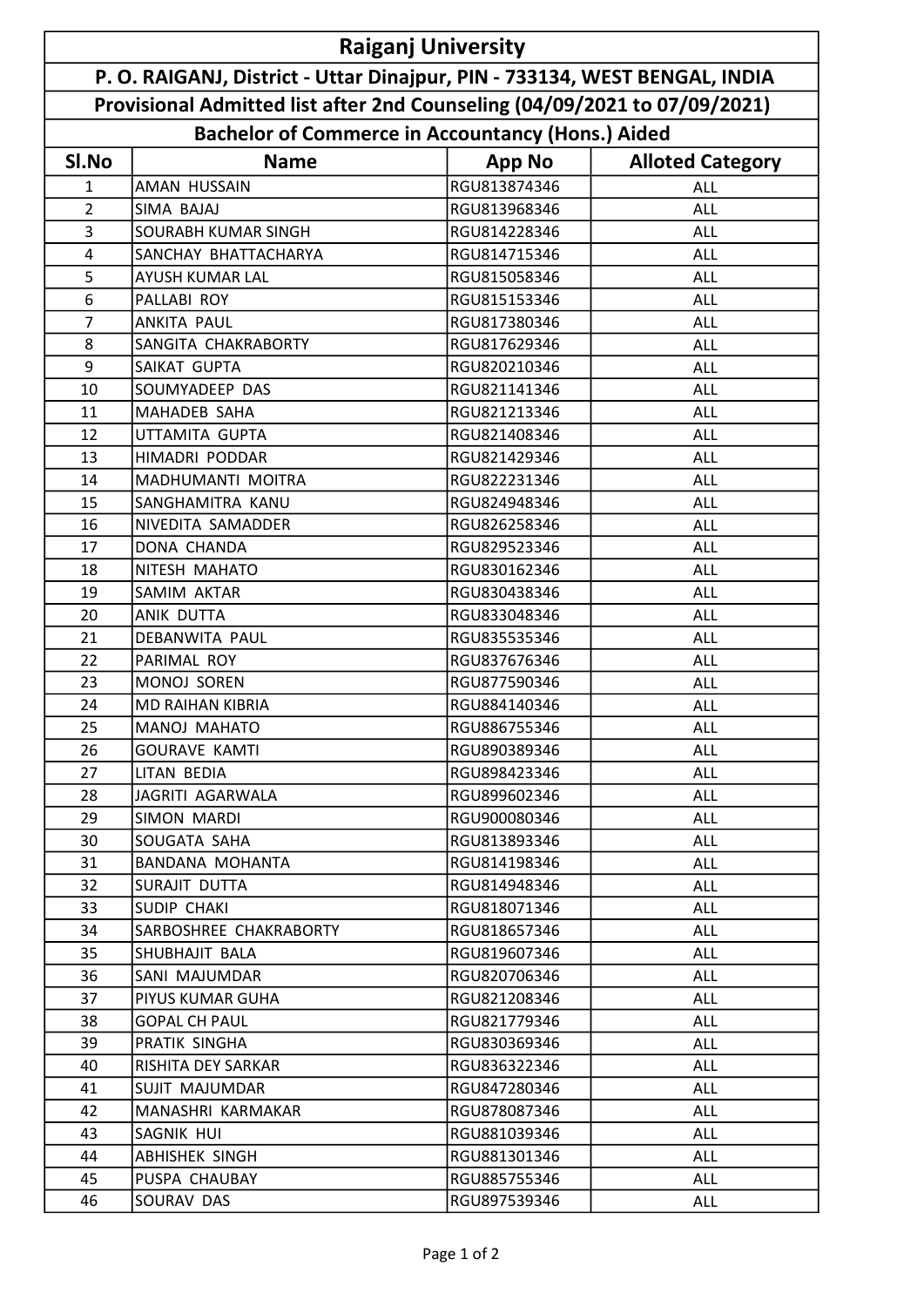# Raiganj University

## P. O. RAIGANJ, District - Uttar Dinajpur, PIN - 733134, WEST BENGAL, INDIA

### Provisional Admitted list after 2nd Counseling (04/09/2021 to 07/09/2021)

### Bachelor of Commerce in Accountancy (Hons.) Aided

| Sl.No | Name | App No | Alloted Category |
|---|---|---|---|
| 1 | AMAN HUSSAIN | RGU813874346 | ALL |
| 2 | SIMA BAJAJ | RGU813968346 | ALL |
| 3 | SOURABH KUMAR SINGH | RGU814228346 | ALL |
| 4 | SANCHAY BHATTACHARYA | RGU814715346 | ALL |
| 5 | AYUSH KUMAR LAL | RGU815058346 | ALL |
| 6 | PALLABI ROY | RGU815153346 | ALL |
| 7 | ANKITA PAUL | RGU817380346 | ALL |
| 8 | SANGITA CHAKRABORTY | RGU817629346 | ALL |
| 9 | SAIKAT GUPTA | RGU820210346 | ALL |
| 10 | SOUMYADEEP DAS | RGU821141346 | ALL |
| 11 | MAHADEB SAHA | RGU821213346 | ALL |
| 12 | UTTAMITA GUPTA | RGU821408346 | ALL |
| 13 | HIMADRI PODDAR | RGU821429346 | ALL |
| 14 | MADHUMANTI MOITRA | RGU822231346 | ALL |
| 15 | SANGHAMITRA KANU | RGU824948346 | ALL |
| 16 | NIVEDITA SAMADDER | RGU826258346 | ALL |
| 17 | DONA CHANDA | RGU829523346 | ALL |
| 18 | NITESH MAHATO | RGU830162346 | ALL |
| 19 | SAMIM AKTAR | RGU830438346 | ALL |
| 20 | ANIK DUTTA | RGU833048346 | ALL |
| 21 | DEBANWITA PAUL | RGU835535346 | ALL |
| 22 | PARIMAL ROY | RGU837676346 | ALL |
| 23 | MONOJ SOREN | RGU877590346 | ALL |
| 24 | MD RAIHAN KIBRIA | RGU884140346 | ALL |
| 25 | MANOJ MAHATO | RGU886755346 | ALL |
| 26 | GOURAVE KAMTI | RGU890389346 | ALL |
| 27 | LITAN BEDIA | RGU898423346 | ALL |
| 28 | JAGRITI AGARWALA | RGU899602346 | ALL |
| 29 | SIMON MARDI | RGU900080346 | ALL |
| 30 | SOUGATA SAHA | RGU813893346 | ALL |
| 31 | BANDANA MOHANTA | RGU814198346 | ALL |
| 32 | SURAJIT DUTTA | RGU814948346 | ALL |
| 33 | SUDIP CHAKI | RGU818071346 | ALL |
| 34 | SARBOSHREE CHAKRABORTY | RGU818657346 | ALL |
| 35 | SHUBHAJIT BALA | RGU819607346 | ALL |
| 36 | SANI MAJUMDAR | RGU820706346 | ALL |
| 37 | PIYUS KUMAR GUHA | RGU821208346 | ALL |
| 38 | GOPAL CH PAUL | RGU821779346 | ALL |
| 39 | PRATIK SINGHA | RGU830369346 | ALL |
| 40 | RISHITA DEY SARKAR | RGU836322346 | ALL |
| 41 | SUJIT MAJUMDAR | RGU847280346 | ALL |
| 42 | MANASHRI KARMAKAR | RGU878087346 | ALL |
| 43 | SAGNIK HUI | RGU881039346 | ALL |
| 44 | ABHISHEK SINGH | RGU881301346 | ALL |
| 45 | PUSPA CHAUBAY | RGU885755346 | ALL |
| 46 | SOURAV DAS | RGU897539346 | ALL |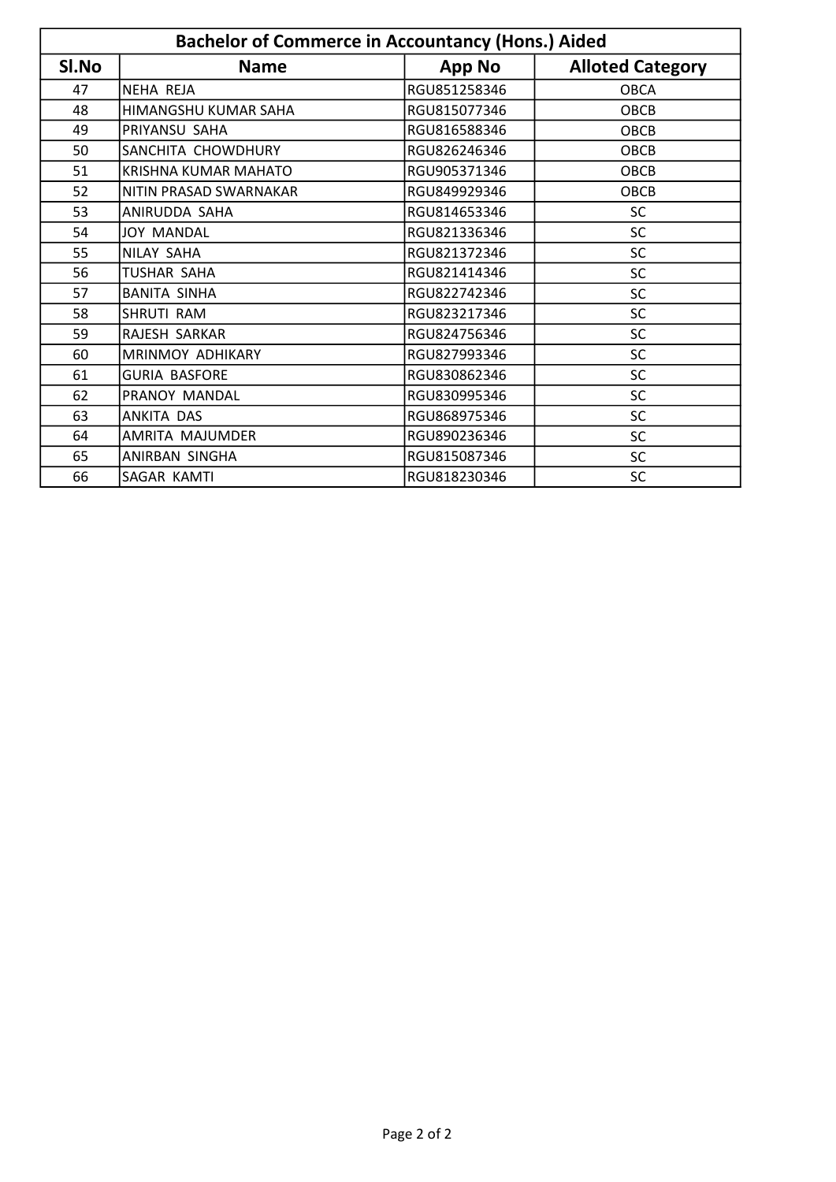| Bachelor of Commerce in Accountancy (Hons.) Aided | | | |
|---|---|---|---|
| Sl.No | Name | App No | Alloted Category |
| 47 | NEHA REJA | RGU851258346 | OBCA |
| 48 | HIMANGSHU KUMAR SAHA | RGU815077346 | OBCB |
| 49 | PRIYANSU SAHA | RGU816588346 | OBCB |
| 50 | SANCHITA CHOWDHURY | RGU826246346 | OBCB |
| 51 | KRISHNA KUMAR MAHATO | RGU905371346 | OBCB |
| 52 | NITIN PRASAD SWARNAKAR | RGU849929346 | OBCB |
| 53 | ANIRUDDA SAHA | RGU814653346 | SC |
| 54 | JOY MANDAL | RGU821336346 | SC |
| 55 | NILAY SAHA | RGU821372346 | SC |
| 56 | TUSHAR SAHA | RGU821414346 | SC |
| 57 | BANITA SINHA | RGU822742346 | SC |
| 58 | SHRUTI RAM | RGU823217346 | SC |
| 59 | RAJESH SARKAR | RGU824756346 | SC |
| 60 | MRINMOY ADHIKARY | RGU827993346 | SC |
| 61 | GURIA BASFORE | RGU830862346 | SC |
| 62 | PRANOY MANDAL | RGU830995346 | SC |
| 63 | ANKITA DAS | RGU868975346 | SC |
| 64 | AMRITA MAJUMDER | RGU890236346 | SC |
| 65 | ANIRBAN SINGHA | RGU815087346 | SC |
| 66 | SAGAR KAMTI | RGU818230346 | SC |